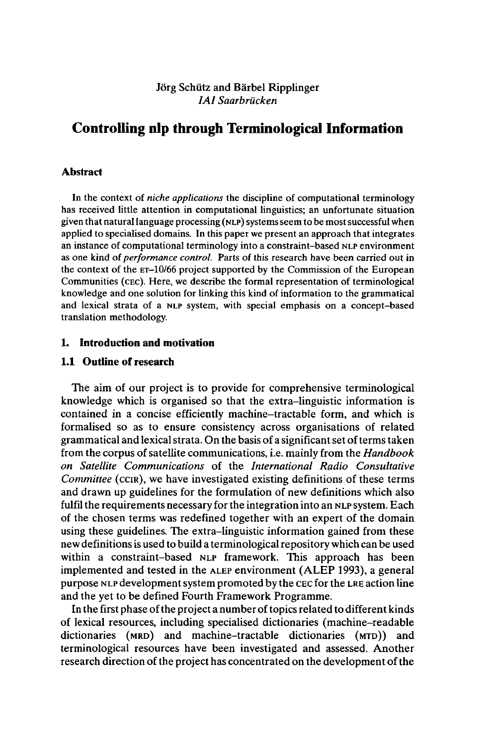Jörg Schütz and Bärbel Ripplinger
*IAI Saarbrücken*

# Controlling nlp through Terminological Information

## Abstract

In the context of *niche applications* the discipline of computational terminology has received little attention in computational linguistics; an unfortunate situation given that natural language processing (NLP) systems seem to be most successful when applied to specialised domains. In this paper we present an approach that integrates an instance of computational terminology into a constraint-based NLP environment as one kind of *performance control*. Parts of this research have been carried out in the context of the ET-10/66 project supported by the Commission of the European Communities (CEC). Here, we describe the formal representation of terminological knowledge and one solution for linking this kind of information to the grammatical and lexical strata of a NLP system, with special emphasis on a concept-based translation methodology.

## 1. Introduction and motivation

### 1.1 Outline of research

The aim of our project is to provide for comprehensive terminological knowledge which is organised so that the extra-linguistic information is contained in a concise efficiently machine-tractable form, and which is formalised so as to ensure consistency across organisations of related grammatical and lexical strata. On the basis of a significant set of terms taken from the corpus of satellite communications, i.e. mainly from the *Handbook on Satellite Communications* of the *International Radio Consultative Committee* (CCIR), we have investigated existing definitions of these terms and drawn up guidelines for the formulation of new definitions which also fulfil the requirements necessary for the integration into an NLP system. Each of the chosen terms was redefined together with an expert of the domain using these guidelines. The extra-linguistic information gained from these new definitions is used to build a terminological repository which can be used within a constraint-based NLP framework. This approach has been implemented and tested in the ALEP environment (ALEP 1993), a general purpose NLP development system promoted by the CEC for the LRE action line and the yet to be defined Fourth Framework Programme.

In the first phase of the project a number of topics related to different kinds of lexical resources, including specialised dictionaries (machine-readable dictionaries (MRD) and machine-tractable dictionaries (MTD)) and terminological resources have been investigated and assessed. Another research direction of the project has concentrated on the development of the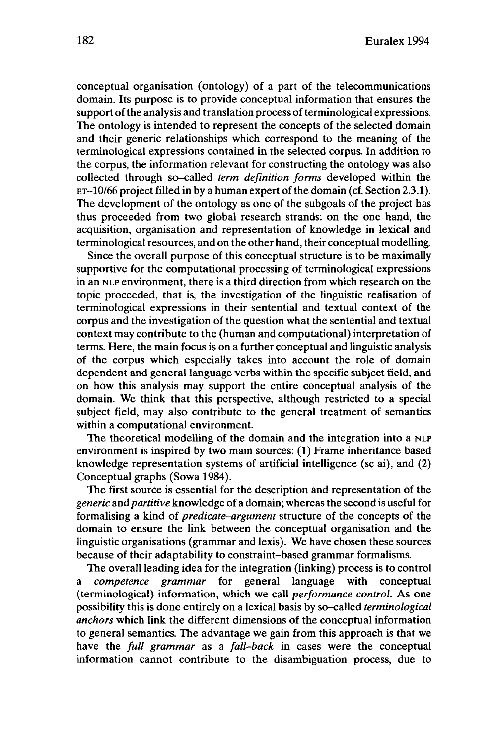conceptual organisation (ontology) of a part of the telecommunications domain. Its purpose is to provide conceptual information that ensures the support of the analysis and translation process of terminological expressions. The ontology is intended to represent the concepts of the selected domain and their generic relationships which correspond to the meaning of the terminological expressions contained in the selected corpus. In addition to the corpus, the information relevant for constructing the ontology was also collected through so–called *term definition forms* developed within the ET–10/66 project filled in by a human expert of the domain (cf. Section 2.3.1). The development of the ontology as one of the subgoals of the project has thus proceeded from two global research strands: on the one hand, the acquisition, organisation and representation of knowledge in lexical and terminological resources, and on the other hand, their conceptual modelling.

Since the overall purpose of this conceptual structure is to be maximally supportive for the computational processing of terminological expressions in an NLP environment, there is a third direction from which research on the topic proceeded, that is, the investigation of the linguistic realisation of terminological expressions in their sentential and textual context of the corpus and the investigation of the question what the sentential and textual context may contribute to the (human and computational) interpretation of terms. Here, the main focus is on a further conceptual and linguistic analysis of the corpus which especially takes into account the role of domain dependent and general language verbs within the specific subject field, and on how this analysis may support the entire conceptual analysis of the domain. We think that this perspective, although restricted to a special subject field, may also contribute to the general treatment of semantics within a computational environment.

The theoretical modelling of the domain and the integration into a NLP environment is inspired by two main sources: (1) Frame inheritance based knowledge representation systems of artificial intelligence (sc ai), and (2) Conceptual graphs (Sowa 1984).

The first source is essential for the description and representation of the *generic* and *partitive* knowledge of a domain; whereas the second is useful for formalising a kind of *predicate–argument* structure of the concepts of the domain to ensure the link between the conceptual organisation and the linguistic organisations (grammar and lexis). We have chosen these sources because of their adaptability to constraint–based grammar formalisms.

The overall leading idea for the integration (linking) process is to control a *competence grammar* for general language with conceptual (terminological) information, which we call *performance control*. As one possibility this is done entirely on a lexical basis by so–called *terminological anchors* which link the different dimensions of the conceptual information to general semantics. The advantage we gain from this approach is that we have the *full grammar* as a *fall–back* in cases were the conceptual information cannot contribute to the disambiguation process, due to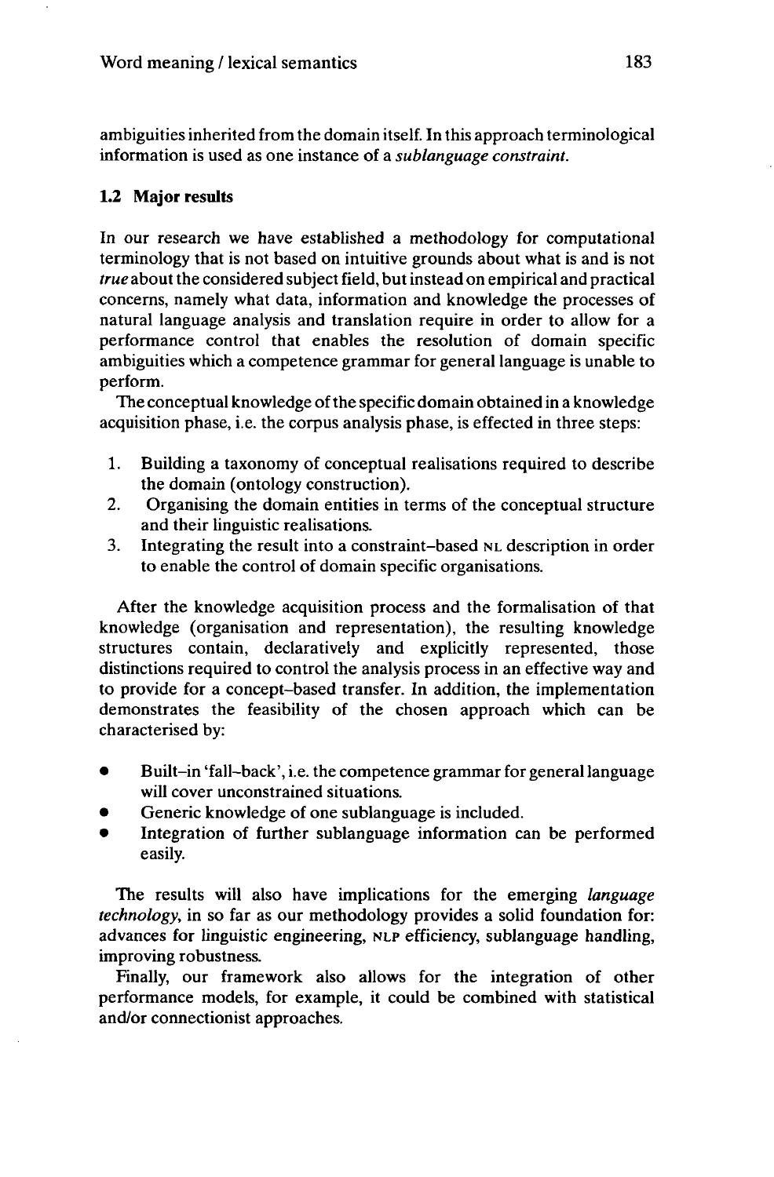ambiguities inherited from the domain itself. In this approach terminological information is used as one instance of a *sublanguage constraint.*

### 1.2 Major results

In our research we have established a methodology for computational terminology that is not based on intuitive grounds about what is and is not *true* about the considered subject field, but instead on empirical and practical concerns, namely what data, information and knowledge the processes of natural language analysis and translation require in order to allow for a performance control that enables the resolution of domain specific ambiguities which a competence grammar for general language is unable to perform.

The conceptual knowledge of the specific domain obtained in a knowledge acquisition phase, i.e. the corpus analysis phase, is effected in three steps:

1. Building a taxonomy of conceptual realisations required to describe the domain (ontology construction).
2. Organising the domain entities in terms of the conceptual structure and their linguistic realisations.
3. Integrating the result into a constraint-based NL description in order to enable the control of domain specific organisations.

After the knowledge acquisition process and the formalisation of that knowledge (organisation and representation), the resulting knowledge structures contain, declaratively and explicitly represented, those distinctions required to control the analysis process in an effective way and to provide for a concept-based transfer. In addition, the implementation demonstrates the feasibility of the chosen approach which can be characterised by:

- Built-in 'fall-back', i.e. the competence grammar for general language will cover unconstrained situations.
- Generic knowledge of one sublanguage is included.
- Integration of further sublanguage information can be performed easily.

The results will also have implications for the emerging *language technology*, in so far as our methodology provides a solid foundation for: advances for linguistic engineering, NLP efficiency, sublanguage handling, improving robustness.

Finally, our framework also allows for the integration of other performance models, for example, it could be combined with statistical and/or connectionist approaches.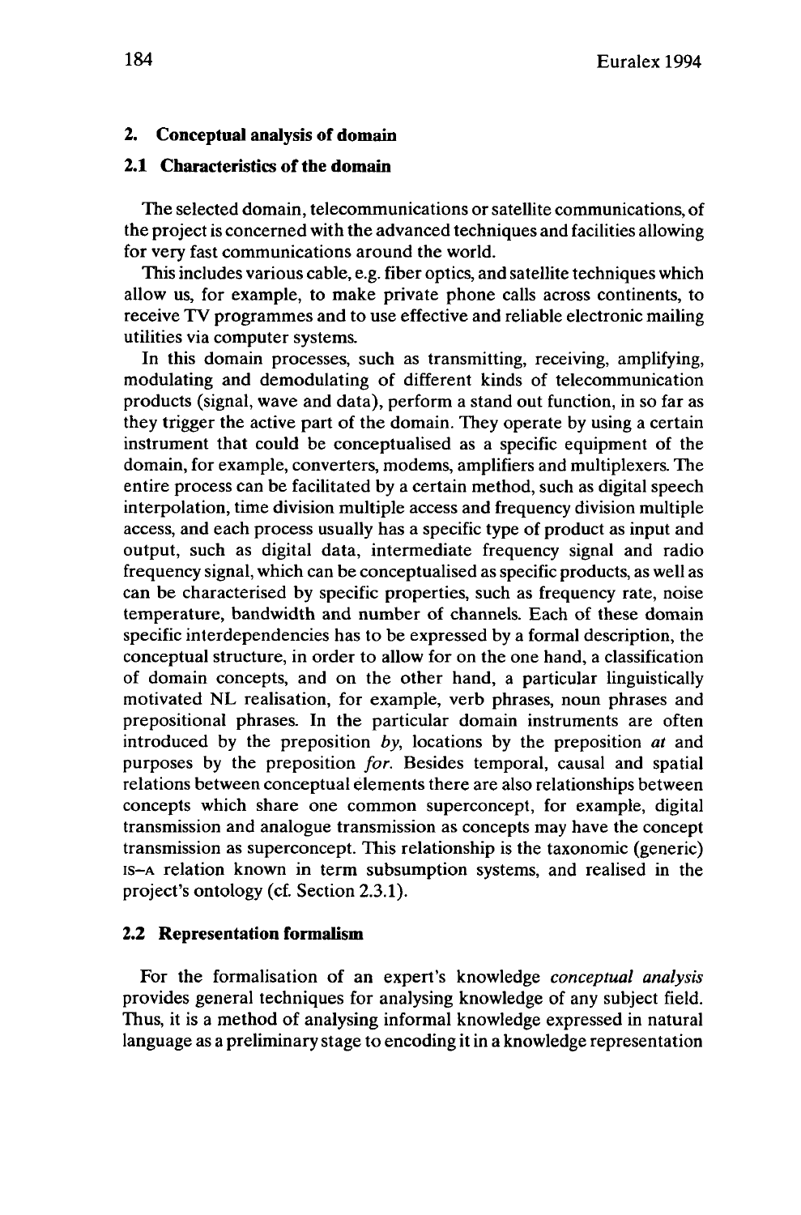## 2. Conceptual analysis of domain

### 2.1 Characteristics of the domain

The selected domain, telecommunications or satellite communications, of the project is concerned with the advanced techniques and facilities allowing for very fast communications around the world.

This includes various cable, e.g. fiber optics, and satellite techniques which allow us, for example, to make private phone calls across continents, to receive TV programmes and to use effective and reliable electronic mailing utilities via computer systems.

In this domain processes, such as transmitting, receiving, amplifying, modulating and demodulating of different kinds of telecommunication products (signal, wave and data), perform a stand out function, in so far as they trigger the active part of the domain. They operate by using a certain instrument that could be conceptualised as a specific equipment of the domain, for example, converters, modems, amplifiers and multiplexers. The entire process can be facilitated by a certain method, such as digital speech interpolation, time division multiple access and frequency division multiple access, and each process usually has a specific type of product as input and output, such as digital data, intermediate frequency signal and radio frequency signal, which can be conceptualised as specific products, as well as can be characterised by specific properties, such as frequency rate, noise temperature, bandwidth and number of channels. Each of these domain specific interdependencies has to be expressed by a formal description, the conceptual structure, in order to allow for on the one hand, a classification of domain concepts, and on the other hand, a particular linguistically motivated NL realisation, for example, verb phrases, noun phrases and prepositional phrases. In the particular domain instruments are often introduced by the preposition *by*, locations by the preposition *at* and purposes by the preposition *for*. Besides temporal, causal and spatial relations between conceptual elements there are also relationships between concepts which share one common superconcept, for example, digital transmission and analogue transmission as concepts may have the concept transmission as superconcept. This relationship is the taxonomic (generic) IS–A relation known in term subsumption systems, and realised in the project's ontology (cf. Section 2.3.1).

### 2.2 Representation formalism

For the formalisation of an expert's knowledge *conceptual analysis* provides general techniques for analysing knowledge of any subject field. Thus, it is a method of analysing informal knowledge expressed in natural language as a preliminary stage to encoding it in a knowledge representation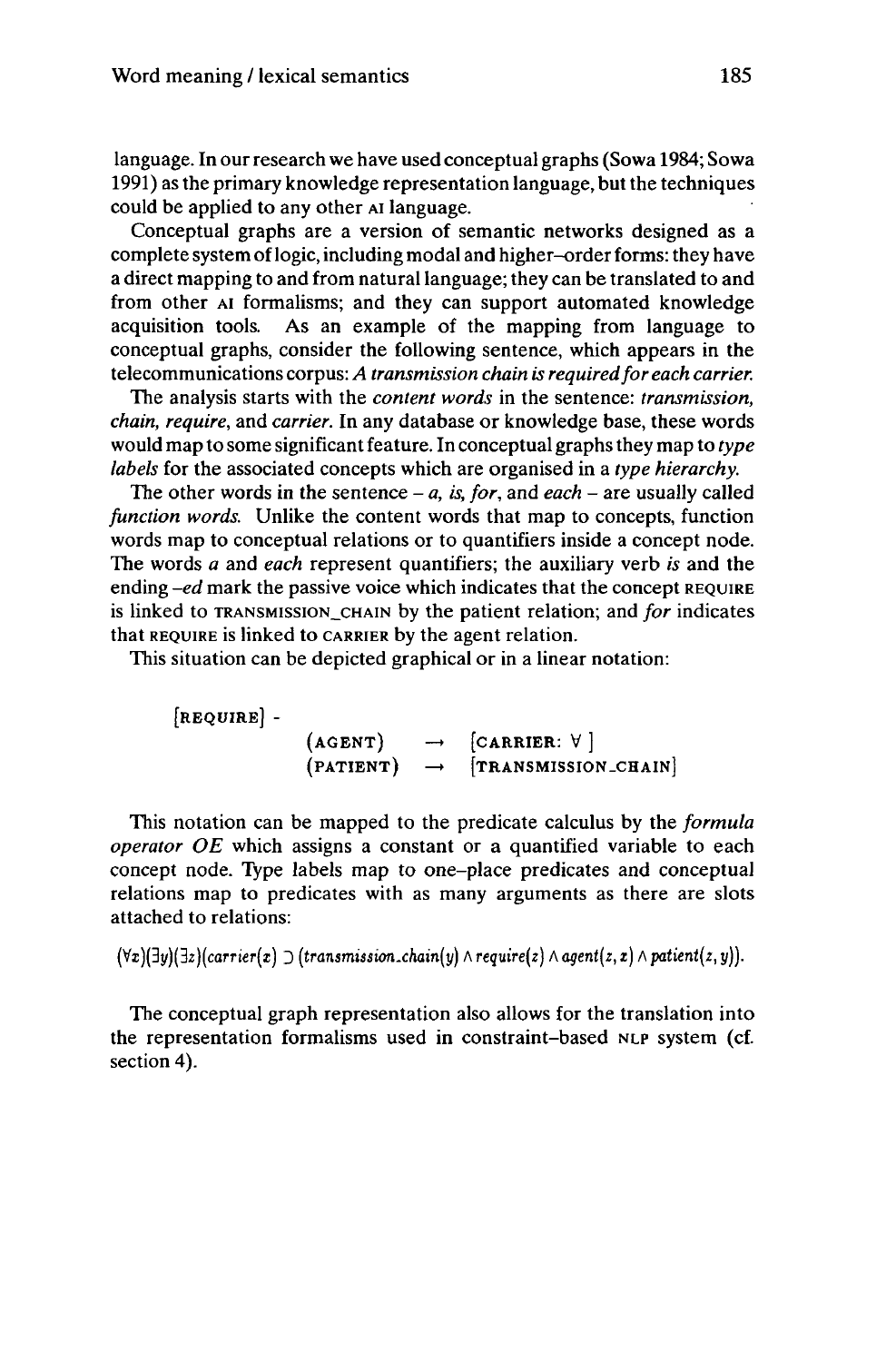language. In our research we have used conceptual graphs (Sowa 1984; Sowa 1991) as the primary knowledge representation language, but the techniques could be applied to any other AI language.

Conceptual graphs are a version of semantic networks designed as a complete system of logic, including modal and higher-order forms: they have a direct mapping to and from natural language; they can be translated to and from other AI formalisms; and they can support automated knowledge acquisition tools. As an example of the mapping from language to conceptual graphs, consider the following sentence, which appears in the telecommunications corpus: *A transmission chain is required for each carrier.*

The analysis starts with the *content words* in the sentence: *transmission, chain, require*, and *carrier*. In any database or knowledge base, these words would map to some significant feature. In conceptual graphs they map to *type labels* for the associated concepts which are organised in a *type hierarchy*.

The other words in the sentence – *a, is, for*, and *each* – are usually called *function words*. Unlike the content words that map to concepts, function words map to conceptual relations or to quantifiers inside a concept node. The words *a* and *each* represent quantifiers; the auxiliary verb *is* and the ending *-ed* mark the passive voice which indicates that the concept REQUIRE is linked to TRANSMISSION_CHAIN by the patient relation; and *for* indicates that REQUIRE is linked to CARRIER by the agent relation.

This situation can be depicted graphical or in a linear notation:

```
[REQUIRE] -
            (AGENT)    →  [CARRIER: ∀ ]
            (PATIENT)  →  [TRANSMISSION_CHAIN]
```

This notation can be mapped to the predicate calculus by the *formula operator OE* which assigns a constant or a quantified variable to each concept node. Type labels map to one-place predicates and conceptual relations map to predicates with as many arguments as there are slots attached to relations:

$$(\forall x)(\exists y)(\exists z)(carrier(x) \supset (transmission\_chain(y) \wedge require(z) \wedge agent(z,x) \wedge patient(z,y)).$$

The conceptual graph representation also allows for the translation into the representation formalisms used in constraint-based NLP system (cf. section 4).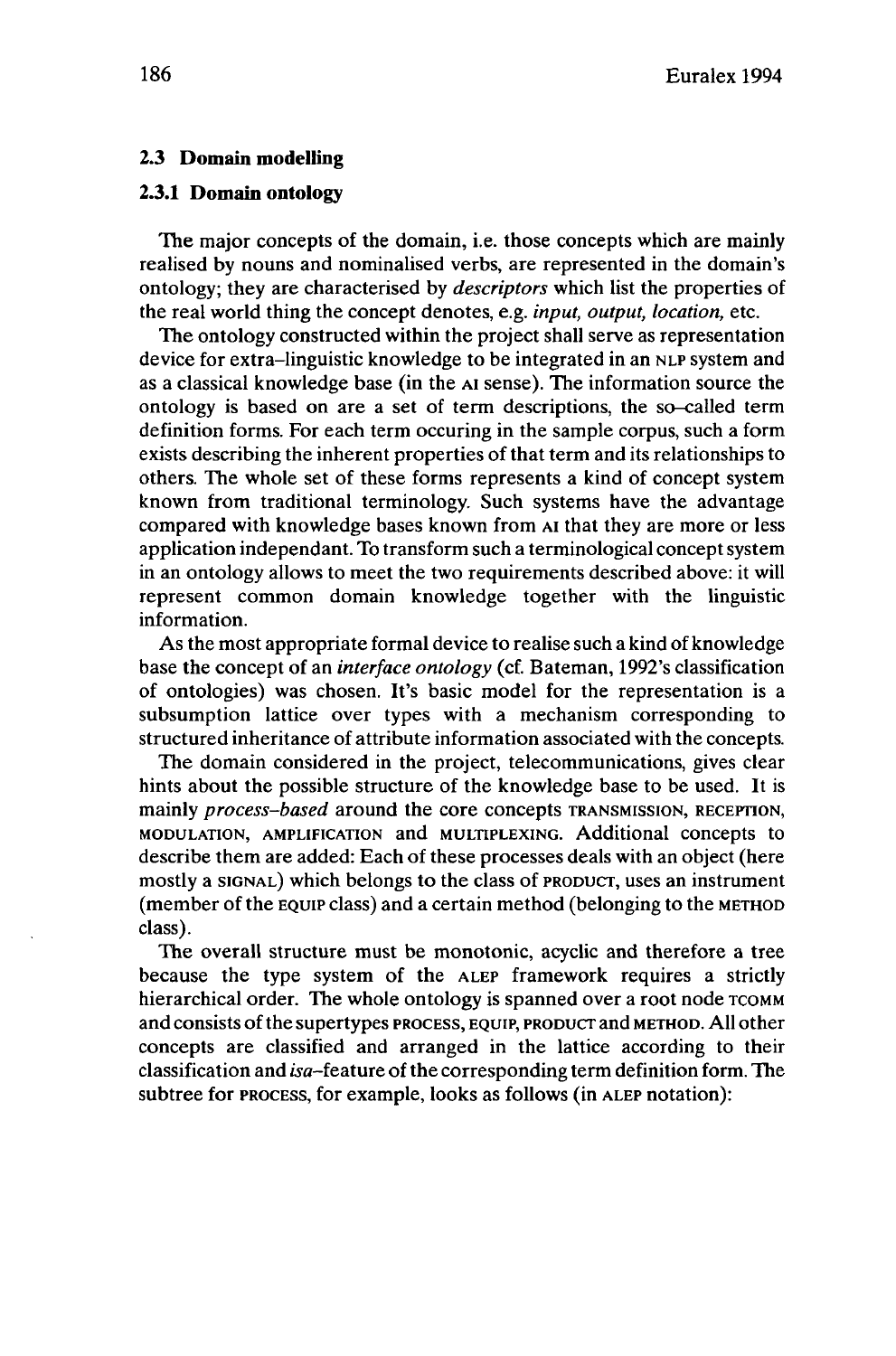### 2.3 Domain modelling

#### 2.3.1 Domain ontology

The major concepts of the domain, i.e. those concepts which are mainly realised by nouns and nominalised verbs, are represented in the domain's ontology; they are characterised by *descriptors* which list the properties of the real world thing the concept denotes, e.g. *input, output, location,* etc.

The ontology constructed within the project shall serve as representation device for extra–linguistic knowledge to be integrated in an NLP system and as a classical knowledge base (in the AI sense). The information source the ontology is based on are a set of term descriptions, the so–called term definition forms. For each term occuring in the sample corpus, such a form exists describing the inherent properties of that term and its relationships to others. The whole set of these forms represents a kind of concept system known from traditional terminology. Such systems have the advantage compared with knowledge bases known from AI that they are more or less application independant. To transform such a terminological concept system in an ontology allows to meet the two requirements described above: it will represent common domain knowledge together with the linguistic information.

As the most appropriate formal device to realise such a kind of knowledge base the concept of an *interface ontology* (cf. Bateman, 1992's classification of ontologies) was chosen. It's basic model for the representation is a subsumption lattice over types with a mechanism corresponding to structured inheritance of attribute information associated with the concepts.

The domain considered in the project, telecommunications, gives clear hints about the possible structure of the knowledge base to be used. It is mainly *process–based* around the core concepts TRANSMISSION, RECEPTION, MODULATION, AMPLIFICATION and MULTIPLEXING. Additional concepts to describe them are added: Each of these processes deals with an object (here mostly a SIGNAL) which belongs to the class of PRODUCT, uses an instrument (member of the EQUIP class) and a certain method (belonging to the METHOD class).

The overall structure must be monotonic, acyclic and therefore a tree because the type system of the ALEP framework requires a strictly hierarchical order. The whole ontology is spanned over a root node TCOMM and consists of the supertypes PROCESS, EQUIP, PRODUCT and METHOD. All other concepts are classified and arranged in the lattice according to their classification and *isa*–feature of the corresponding term definition form. The subtree for PROCESS, for example, looks as follows (in ALEP notation):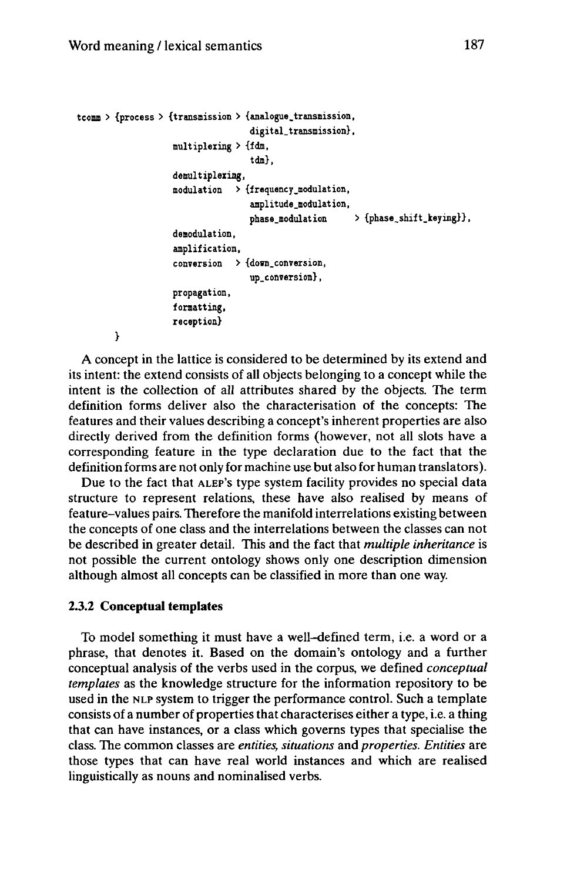```
tcomm > {process > {transmission > {analogue_transmission,
                                    digital_transmission},
                    multiplexing > {fdm,
                                    tdm},
                    demultiplexing,
                    modulation   > {frequency_modulation,
                                    amplitude_modulation,
                                    phase_modulation      > {phase_shift_keying}},
                    demodulation,
                    amplification,
                    conversion   > {down_conversion,
                                    up_conversion},
                    propagation,
                    formatting,
                    reception}
        }
```

A concept in the lattice is considered to be determined by its extend and its intent: the extend consists of all objects belonging to a concept while the intent is the collection of all attributes shared by the objects. The term definition forms deliver also the characterisation of the concepts: The features and their values describing a concept's inherent properties are also directly derived from the definition forms (however, not all slots have a corresponding feature in the type declaration due to the fact that the definition forms are not only for machine use but also for human translators).

Due to the fact that ALEP's type system facility provides no special data structure to represent relations, these have also realised by means of feature–values pairs. Therefore the manifold interrelations existing between the concepts of one class and the interrelations between the classes can not be described in greater detail. This and the fact that *multiple inheritance* is not possible the current ontology shows only one description dimension although almost all concepts can be classified in more than one way.

### 2.3.2 Conceptual templates

To model something it must have a well–defined term, i.e. a word or a phrase, that denotes it. Based on the domain's ontology and a further conceptual analysis of the verbs used in the corpus, we defined *conceptual templates* as the knowledge structure for the information repository to be used in the NLP system to trigger the performance control. Such a template consists of a number of properties that characterises either a type, i.e. a thing that can have instances, or a class which governs types that specialise the class. The common classes are *entities, situations* and *properties. Entities* are those types that can have real world instances and which are realised linguistically as nouns and nominalised verbs.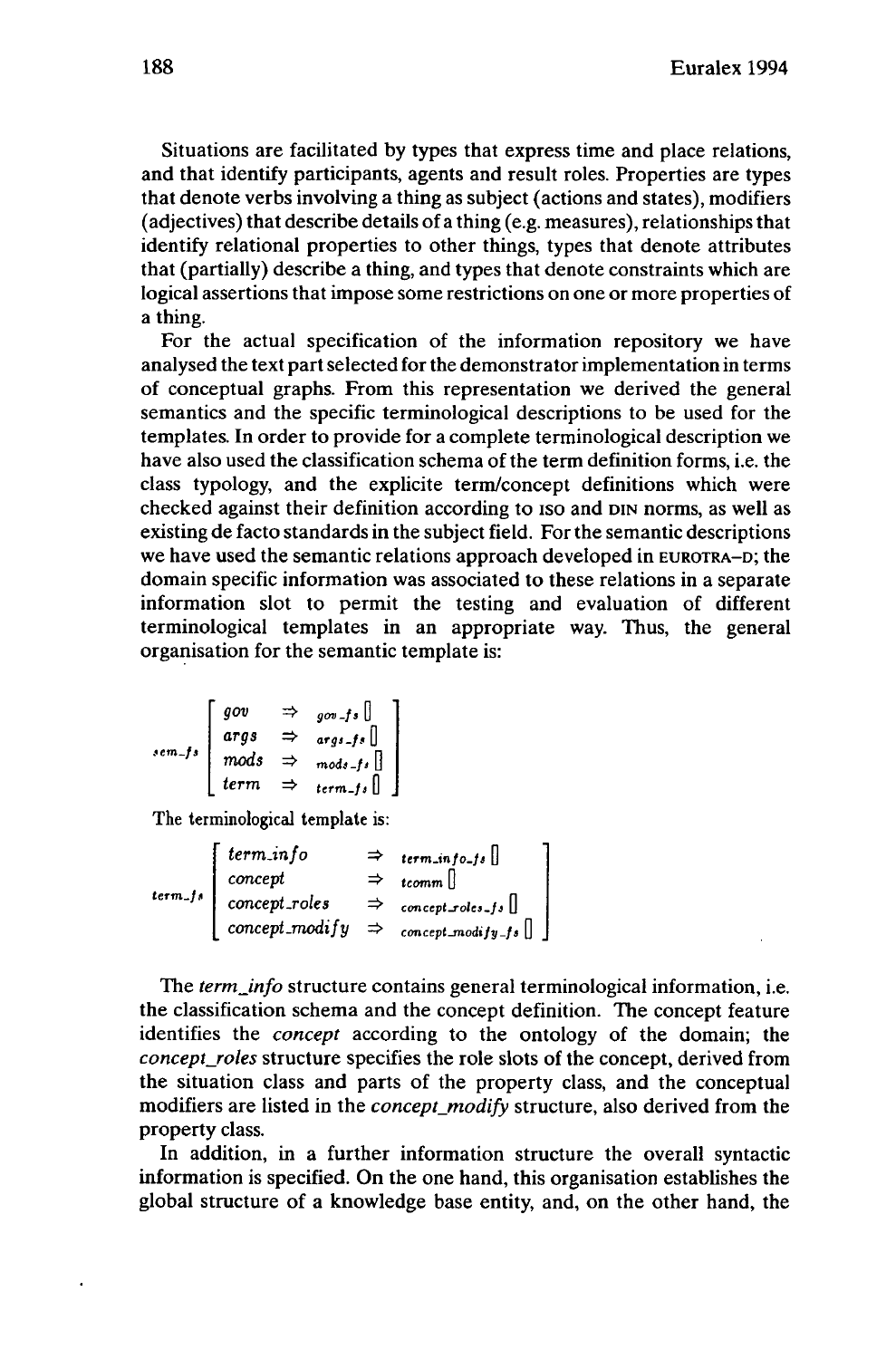Situations are facilitated by types that express time and place relations, and that identify participants, agents and result roles. Properties are types that denote verbs involving a thing as subject (actions and states), modifiers (adjectives) that describe details of a thing (e.g. measures), relationships that identify relational properties to other things, types that denote attributes that (partially) describe a thing, and types that denote constraints which are logical assertions that impose some restrictions on one or more properties of a thing.

For the actual specification of the information repository we have analysed the text part selected for the demonstrator implementation in terms of conceptual graphs. From this representation we derived the general semantics and the specific terminological descriptions to be used for the templates. In order to provide for a complete terminological description we have also used the classification schema of the term definition forms, i.e. the class typology, and the explicite term/concept definitions which were checked against their definition according to ISO and DIN norms, as well as existing de facto standards in the subject field. For the semantic descriptions we have used the semantic relations approach developed in EUROTRA–D; the domain specific information was associated to these relations in a separate information slot to permit the testing and evaluation of different terminological templates in an appropriate way. Thus, the general organisation for the semantic template is:

$$
{}_{sem\_fs}\begin{bmatrix} gov & \Rightarrow & {}_{gov\_fs}[\,] \\ args & \Rightarrow & {}_{args\_fs}[\,] \\ mods & \Rightarrow & {}_{mods\_fs}[\,] \\ term & \Rightarrow & {}_{term\_fs}[\,] \end{bmatrix}
$$

The terminological template is:

$$
{}_{term\_fs}\begin{bmatrix} term\_info & \Rightarrow & {}_{term\_info\_fs}[\,] \\ concept & \Rightarrow & {}_{tcomm}[\,] \\ concept\_roles & \Rightarrow & {}_{concept\_roles\_fs}[\,] \\ concept\_modify & \Rightarrow & {}_{concept\_modify\_fs}[\,] \end{bmatrix}
$$

The *term_info* structure contains general terminological information, i.e. the classification schema and the concept definition. The concept feature identifies the *concept* according to the ontology of the domain; the *concept_roles* structure specifies the role slots of the concept, derived from the situation class and parts of the property class, and the conceptual modifiers are listed in the *concept_modify* structure, also derived from the property class.

In addition, in a further information structure the overall syntactic information is specified. On the one hand, this organisation establishes the global structure of a knowledge base entity, and, on the other hand, the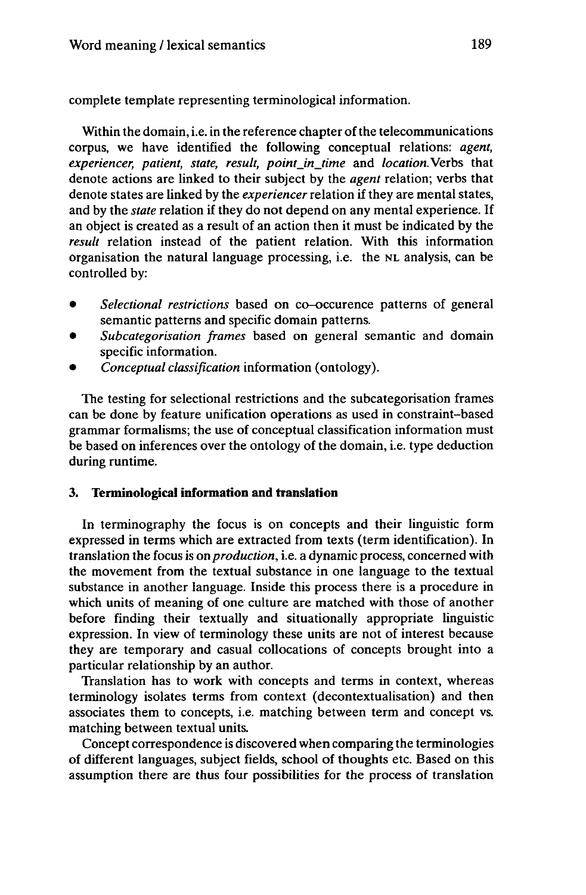complete template representing terminological information.

Within the domain, i.e. in the reference chapter of the telecommunications corpus, we have identified the following conceptual relations: *agent, experiencer, patient, state, result, point_in_time* and *location.*Verbs that denote actions are linked to their subject by the *agent* relation; verbs that denote states are linked by the *experiencer* relation if they are mental states, and by the *state* relation if they do not depend on any mental experience. If an object is created as a result of an action then it must be indicated by the *result* relation instead of the patient relation. With this information organisation the natural language processing, i.e. the NL analysis, can be controlled by:

- *Selectional restrictions* based on co–occurence patterns of general semantic patterns and specific domain patterns.
- *Subcategorisation frames* based on general semantic and domain specific information.
- *Conceptual classification* information (ontology).

The testing for selectional restrictions and the subcategorisation frames can be done by feature unification operations as used in constraint–based grammar formalisms; the use of conceptual classification information must be based on inferences over the ontology of the domain, i.e. type deduction during runtime.

### 3. Terminological information and translation

In terminography the focus is on concepts and their linguistic form expressed in terms which are extracted from texts (term identification). In translation the focus is on *production*, i.e. a dynamic process, concerned with the movement from the textual substance in one language to the textual substance in another language. Inside this process there is a procedure in which units of meaning of one culture are matched with those of another before finding their textually and situationally appropriate linguistic expression. In view of terminology these units are not of interest because they are temporary and casual collocations of concepts brought into a particular relationship by an author.

Translation has to work with concepts and terms in context, whereas terminology isolates terms from context (decontextualisation) and then associates them to concepts, i.e. matching between term and concept vs. matching between textual units.

Concept correspondence is discovered when comparing the terminologies of different languages, subject fields, school of thoughts etc. Based on this assumption there are thus four possibilities for the process of translation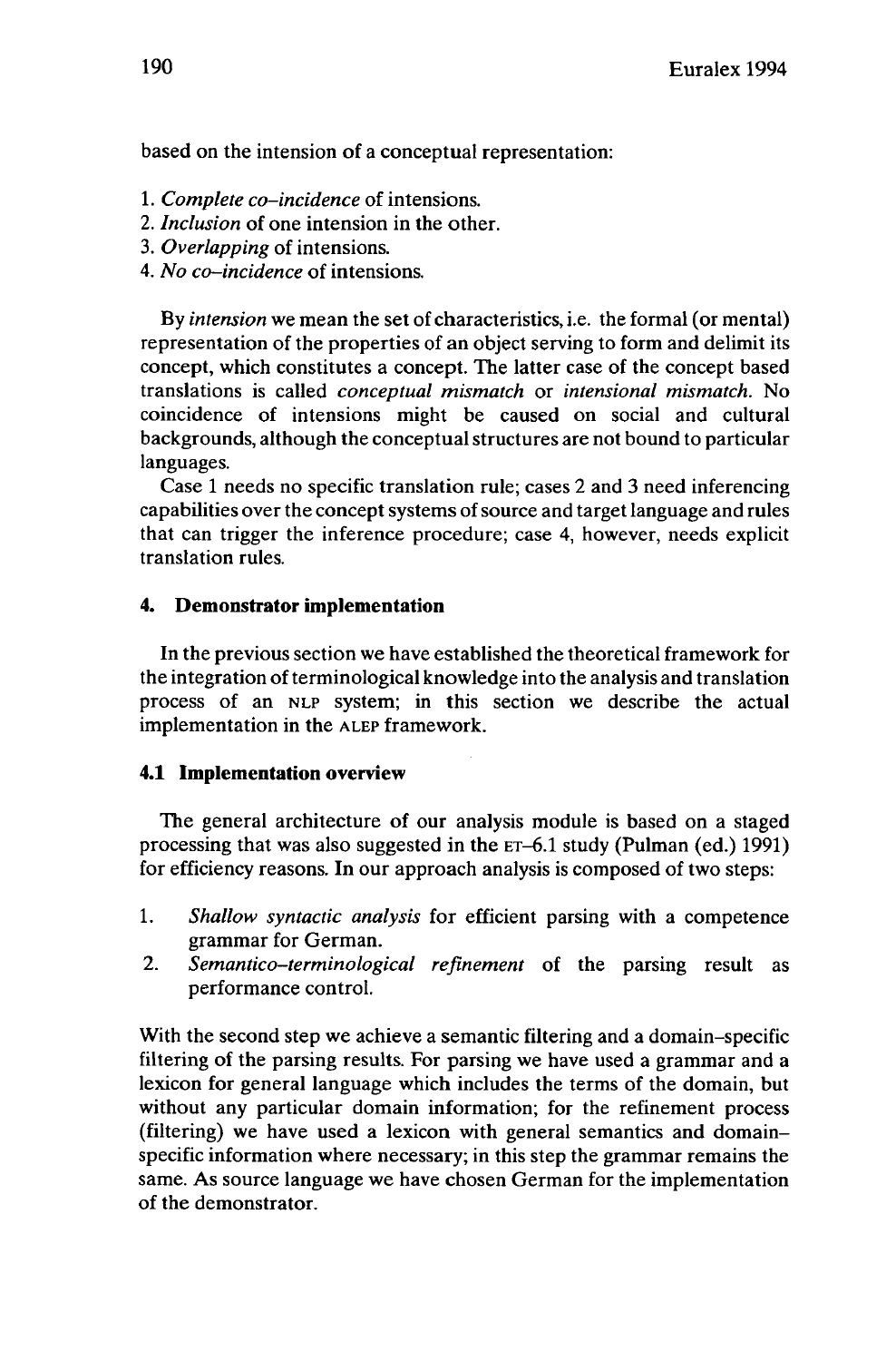based on the intension of a conceptual representation:

1. *Complete co–incidence* of intensions.
2. *Inclusion* of one intension in the other.
3. *Overlapping* of intensions.
4. *No co–incidence* of intensions.

By *intension* we mean the set of characteristics, i.e. the formal (or mental) representation of the properties of an object serving to form and delimit its concept, which constitutes a concept. The latter case of the concept based translations is called *conceptual mismatch* or *intensional mismatch.* No coincidence of intensions might be caused on social and cultural backgrounds, although the conceptual structures are not bound to particular languages.

Case 1 needs no specific translation rule; cases 2 and 3 need inferencing capabilities over the concept systems of source and target language and rules that can trigger the inference procedure; case 4, however, needs explicit translation rules.

## 4. Demonstrator implementation

In the previous section we have established the theoretical framework for the integration of terminological knowledge into the analysis and translation process of an NLP system; in this section we describe the actual implementation in the ALEP framework.

### 4.1 Implementation overview

The general architecture of our analysis module is based on a staged processing that was also suggested in the ET–6.1 study (Pulman (ed.) 1991) for efficiency reasons. In our approach analysis is composed of two steps:

1. *Shallow syntactic analysis* for efficient parsing with a competence grammar for German.
2. *Semantico–terminological refinement* of the parsing result as performance control.

With the second step we achieve a semantic filtering and a domain–specific filtering of the parsing results. For parsing we have used a grammar and a lexicon for general language which includes the terms of the domain, but without any particular domain information; for the refinement process (filtering) we have used a lexicon with general semantics and domain–specific information where necessary; in this step the grammar remains the same. As source language we have chosen German for the implementation of the demonstrator.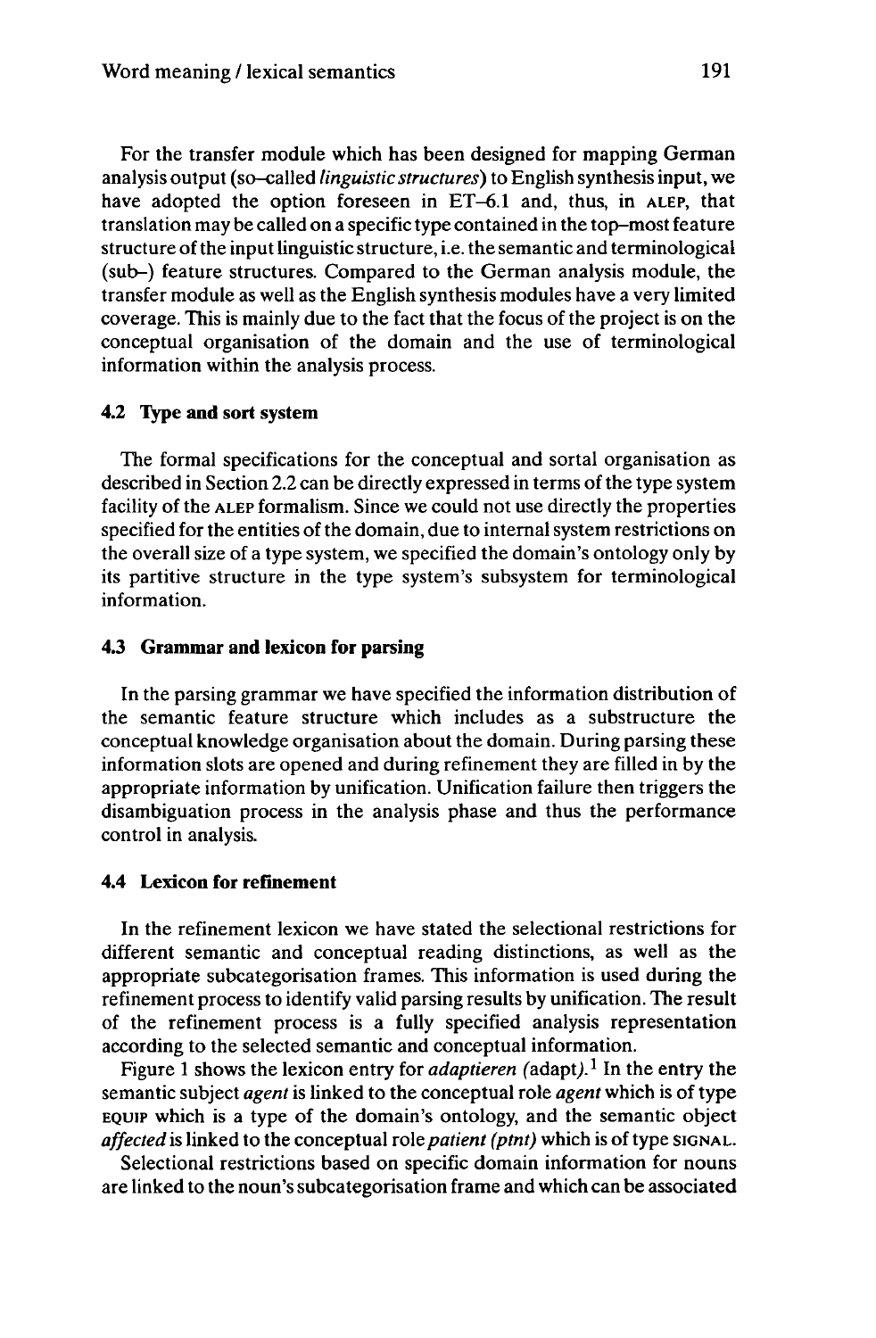For the transfer module which has been designed for mapping German analysis output (so–called *linguistic structures*) to English synthesis input, we have adopted the option foreseen in ET–6.1 and, thus, in ALEP, that translation may be called on a specific type contained in the top–most feature structure of the input linguistic structure, i.e. the semantic and terminological (sub–) feature structures. Compared to the German analysis module, the transfer module as well as the English synthesis modules have a very limited coverage. This is mainly due to the fact that the focus of the project is on the conceptual organisation of the domain and the use of terminological information within the analysis process.

### 4.2 Type and sort system

The formal specifications for the conceptual and sortal organisation as described in Section 2.2 can be directly expressed in terms of the type system facility of the ALEP formalism. Since we could not use directly the properties specified for the entities of the domain, due to internal system restrictions on the overall size of a type system, we specified the domain's ontology only by its partitive structure in the type system's subsystem for terminological information.

### 4.3 Grammar and lexicon for parsing

In the parsing grammar we have specified the information distribution of the semantic feature structure which includes as a substructure the conceptual knowledge organisation about the domain. During parsing these information slots are opened and during refinement they are filled in by the appropriate information by unification. Unification failure then triggers the disambiguation process in the analysis phase and thus the performance control in analysis.

### 4.4 Lexicon for refinement

In the refinement lexicon we have stated the selectional restrictions for different semantic and conceptual reading distinctions, as well as the appropriate subcategorisation frames. This information is used during the refinement process to identify valid parsing results by unification. The result of the refinement process is a fully specified analysis representation according to the selected semantic and conceptual information.

Figure 1 shows the lexicon entry for *adaptieren* (adapt).[1] In the entry the semantic subject *agent* is linked to the conceptual role *agent* which is of type EQUIP which is a type of the domain's ontology, and the semantic object *affected* is linked to the conceptual role *patient (ptnt)* which is of type SIGNAL.

Selectional restrictions based on specific domain information for nouns are linked to the noun's subcategorisation frame and which can be associated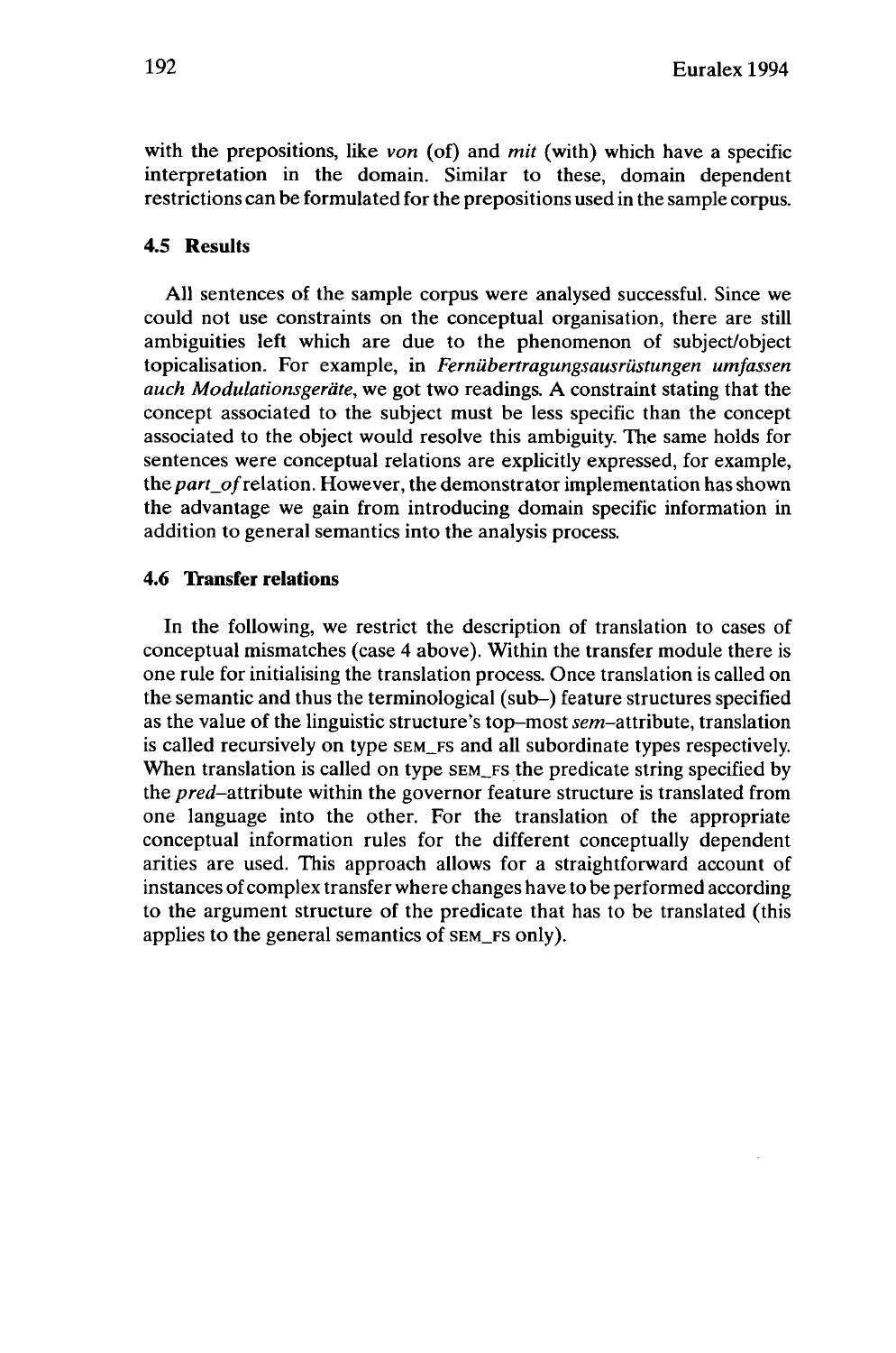with the prepositions, like *von* (of) and *mit* (with) which have a specific interpretation in the domain. Similar to these, domain dependent restrictions can be formulated for the prepositions used in the sample corpus.

### 4.5 Results

All sentences of the sample corpus were analysed successful. Since we could not use constraints on the conceptual organisation, there are still ambiguities left which are due to the phenomenon of subject/object topicalisation. For example, in *Fernübertragungsausrüstungen umfassen auch Modulationsgeräte*, we got two readings. A constraint stating that the concept associated to the subject must be less specific than the concept associated to the object would resolve this ambiguity. The same holds for sentences were conceptual relations are explicitly expressed, for example, the *part_of* relation. However, the demonstrator implementation has shown the advantage we gain from introducing domain specific information in addition to general semantics into the analysis process.

### 4.6 Transfer relations

In the following, we restrict the description of translation to cases of conceptual mismatches (case 4 above). Within the transfer module there is one rule for initialising the translation process. Once translation is called on the semantic and thus the terminological (sub–) feature structures specified as the value of the linguistic structure's top–most *sem*–attribute, translation is called recursively on type SEM_FS and all subordinate types respectively. When translation is called on type SEM_FS the predicate string specified by the *pred*–attribute within the governor feature structure is translated from one language into the other. For the translation of the appropriate conceptual information rules for the different conceptually dependent arities are used. This approach allows for a straightforward account of instances of complex transfer where changes have to be performed according to the argument structure of the predicate that has to be translated (this applies to the general semantics of SEM_FS only).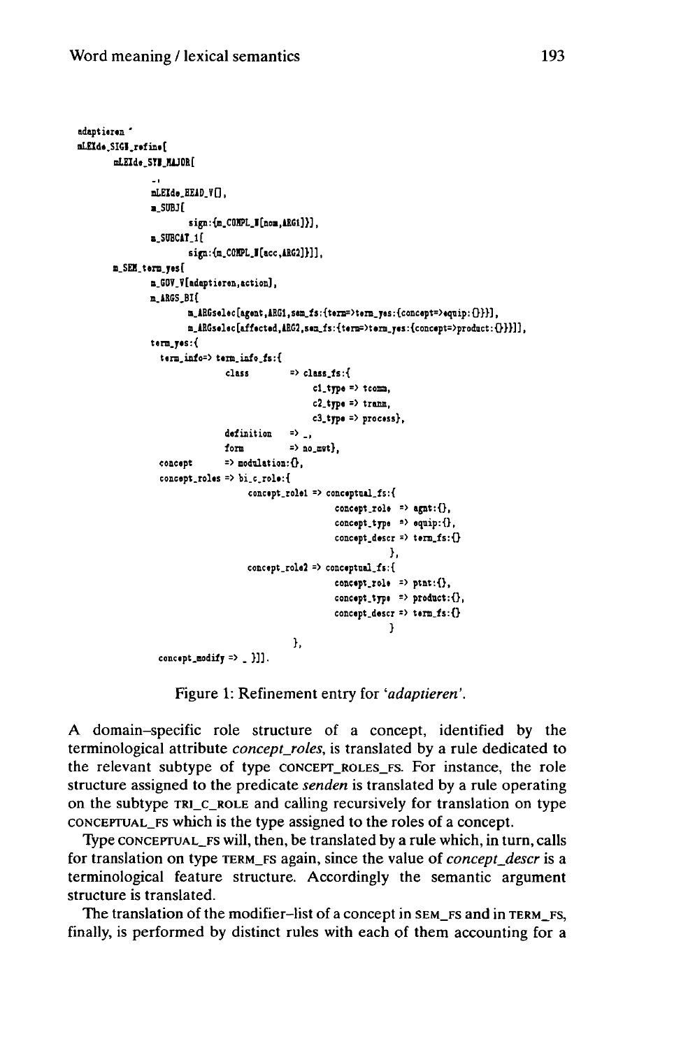```
adaptieren '
mLEXde_SIGN_refine[
        mLEXde_SYN_MAJOR[
                _,
                mLEXde_HEAD_V[],
                m_SUBJ[
                        sign:{m_COMPL_N[nom,ARG1]}],
                m_SUBCAT_1[
                        sign:{m_COMPL_N[acc,ARG2]}]],
        m_SEM_term_yes[
                m_GOV_V[adaptieren,action],
                m_ARGS_BI[
                        m_ARGselec[agent,ARG1,sem_fs:{term=>term_yes:{concept=>equip:{}}}],
                        m_ARGselec[affected,ARG2,sem_fs:{term=>term_yes:{concept=>product:{}}}]],
                term_yes:{
                  term_info=> term_info_fs:{
                                class        => class_fs:{
                                                c1_type => tcomm,
                                                c2_type => trans,
                                                c3_type => process},
                                definition   => _,
                                form         => no_mwt},
                  concept      => modulation:{},
                  concept_roles => bi_c_role:{
                                  concept_role1 => conceptual_fs:{
                                                   concept_role  => agnt:{},
                                                   concept_type  => equip:{},
                                                   concept_descr => term_fs:{}
                                                           },
                                  concept_role2 => conceptual_fs:{
                                                   concept_role  => ptnt:{},
                                                   concept_type  => product:{},
                                                   concept_descr => term_fs:{}
                                                           }
                                          },
                  concept_modify => _ }]].
```

Figure 1: Refinement entry for '*adaptieren*'.

A domain-specific role structure of a concept, identified by the terminological attribute *concept_roles*, is translated by a rule dedicated to the relevant subtype of type CONCEPT_ROLES_FS. For instance, the role structure assigned to the predicate *senden* is translated by a rule operating on the subtype TRI_C_ROLE and calling recursively for translation on type CONCEPTUAL_FS which is the type assigned to the roles of a concept.

Type CONCEPTUAL_FS will, then, be translated by a rule which, in turn, calls for translation on type TERM_FS again, since the value of *concept_descr* is a terminological feature structure. Accordingly the semantic argument structure is translated.

The translation of the modifier-list of a concept in SEM_FS and in TERM_FS, finally, is performed by distinct rules with each of them accounting for a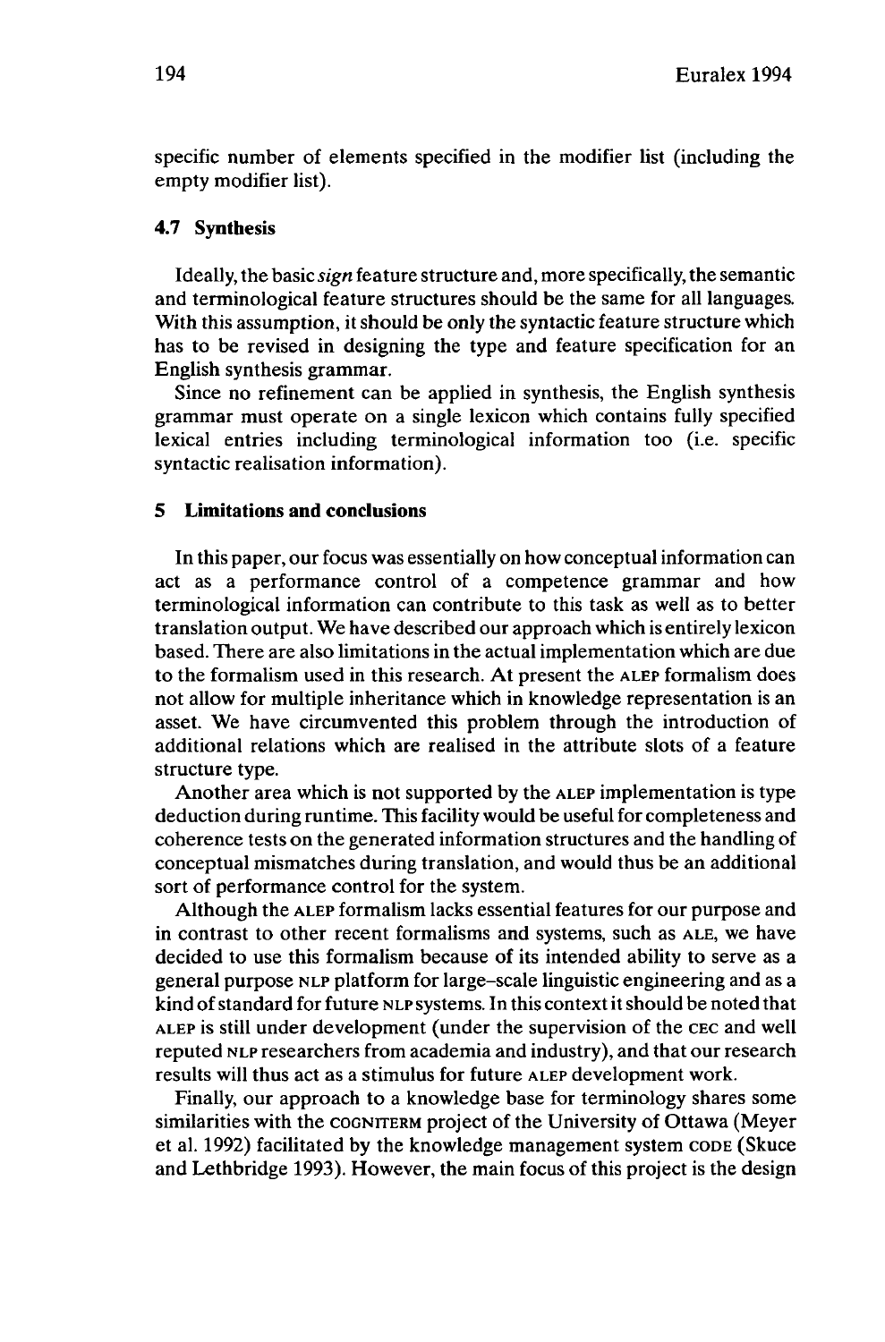specific number of elements specified in the modifier list (including the empty modifier list).

### 4.7 Synthesis

Ideally, the basic *sign* feature structure and, more specifically, the semantic and terminological feature structures should be the same for all languages. With this assumption, it should be only the syntactic feature structure which has to be revised in designing the type and feature specification for an English synthesis grammar.

Since no refinement can be applied in synthesis, the English synthesis grammar must operate on a single lexicon which contains fully specified lexical entries including terminological information too (i.e. specific syntactic realisation information).

## 5 Limitations and conclusions

In this paper, our focus was essentially on how conceptual information can act as a performance control of a competence grammar and how terminological information can contribute to this task as well as to better translation output. We have described our approach which is entirely lexicon based. There are also limitations in the actual implementation which are due to the formalism used in this research. At present the ALEP formalism does not allow for multiple inheritance which in knowledge representation is an asset. We have circumvented this problem through the introduction of additional relations which are realised in the attribute slots of a feature structure type.

Another area which is not supported by the ALEP implementation is type deduction during runtime. This facility would be useful for completeness and coherence tests on the generated information structures and the handling of conceptual mismatches during translation, and would thus be an additional sort of performance control for the system.

Although the ALEP formalism lacks essential features for our purpose and in contrast to other recent formalisms and systems, such as ALE, we have decided to use this formalism because of its intended ability to serve as a general purpose NLP platform for large-scale linguistic engineering and as a kind of standard for future NLP systems. In this context it should be noted that ALEP is still under development (under the supervision of the CEC and well reputed NLP researchers from academia and industry), and that our research results will thus act as a stimulus for future ALEP development work.

Finally, our approach to a knowledge base for terminology shares some similarities with the COGNITERM project of the University of Ottawa (Meyer et al. 1992) facilitated by the knowledge management system CODE (Skuce and Lethbridge 1993). However, the main focus of this project is the design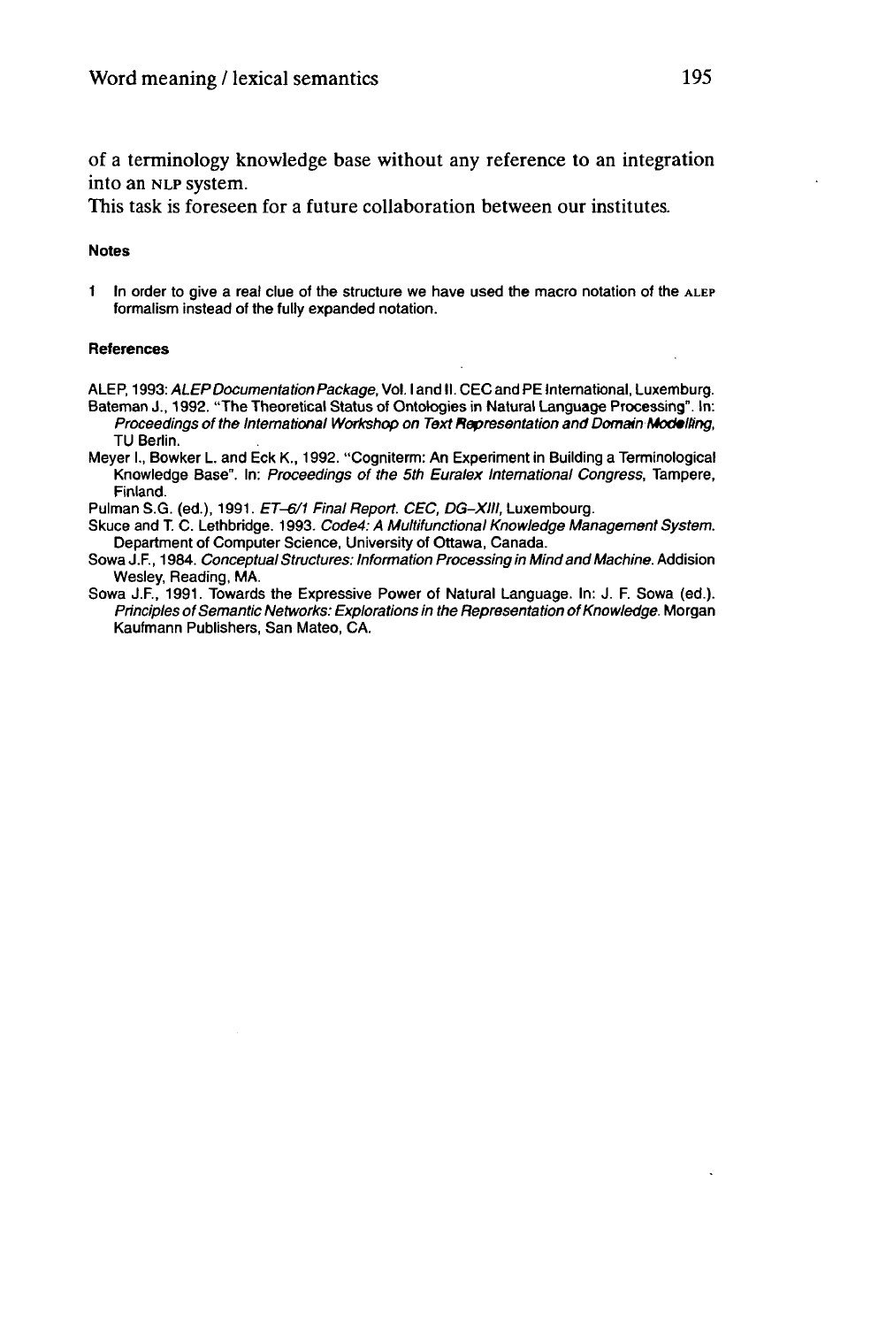of a terminology knowledge base without any reference to an integration into an NLP system.

This task is foreseen for a future collaboration between our institutes.

### Notes

1 In order to give a real clue of the structure we have used the macro notation of the ALEP formalism instead of the fully expanded notation.

### References

ALEP, 1993: *ALEP Documentation Package*, Vol. I and II. CEC and PE International, Luxemburg.

Bateman J., 1992. "The Theoretical Status of Ontologies in Natural Language Processing". In: *Proceedings of the International Workshop on Text Representation and Domain Modelling*, TU Berlin.

Meyer I., Bowker L. and Eck K., 1992. "Cogniterm: An Experiment in Building a Terminological Knowledge Base". In: *Proceedings of the 5th Euralex International Congress*, Tampere, Finland.

Pulman S.G. (ed.), 1991. *ET–6/1 Final Report. CEC, DG–XIII*, Luxembourg.

Skuce and T. C. Lethbridge. 1993. *Code4: A Multifunctional Knowledge Management System.* Department of Computer Science, University of Ottawa, Canada.

Sowa J.F., 1984. *Conceptual Structures: Information Processing in Mind and Machine.* Addision Wesley, Reading, MA.

Sowa J.F., 1991. Towards the Expressive Power of Natural Language. In: J. F. Sowa (ed.). *Principles of Semantic Networks: Explorations in the Representation of Knowledge.* Morgan Kaufmann Publishers, San Mateo, CA.